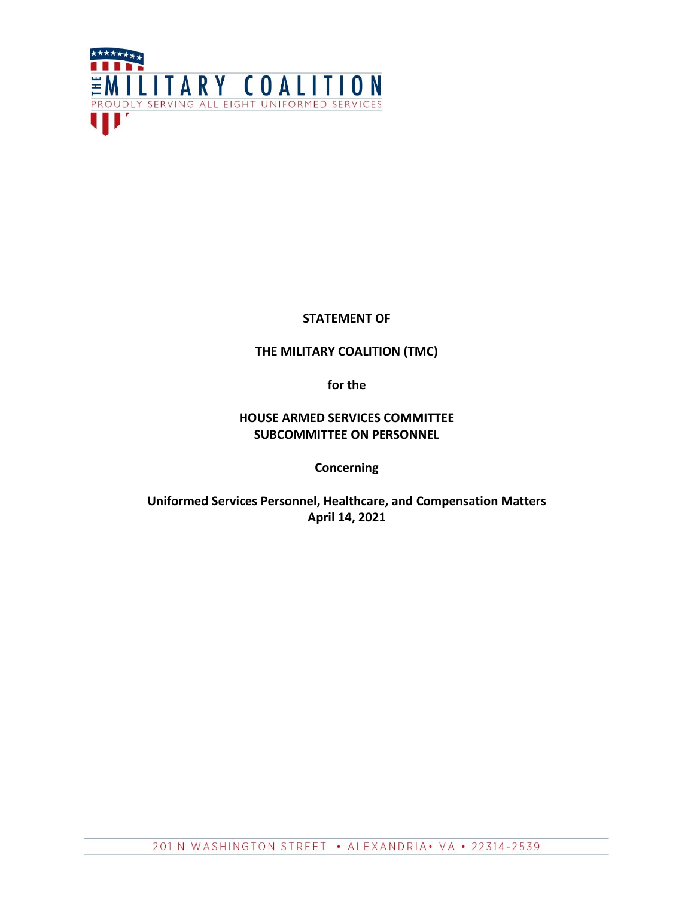THE MILITARY COALITION

PROUDLY SERVING ALL EIGHT UNIFORMED SERVICES

**STATEMENT OF**

**THE MILITARY COALITION (TMC)**

**for the**

**HOUSE ARMED SERVICES COMMITTEE**
**SUBCOMMITTEE ON PERSONNEL**

**Concerning**

**Uniformed Services Personnel, Healthcare, and Compensation Matters**
**April 14, 2021**

201 N WASHINGTON STREET • ALEXANDRIA• VA • 22314-2539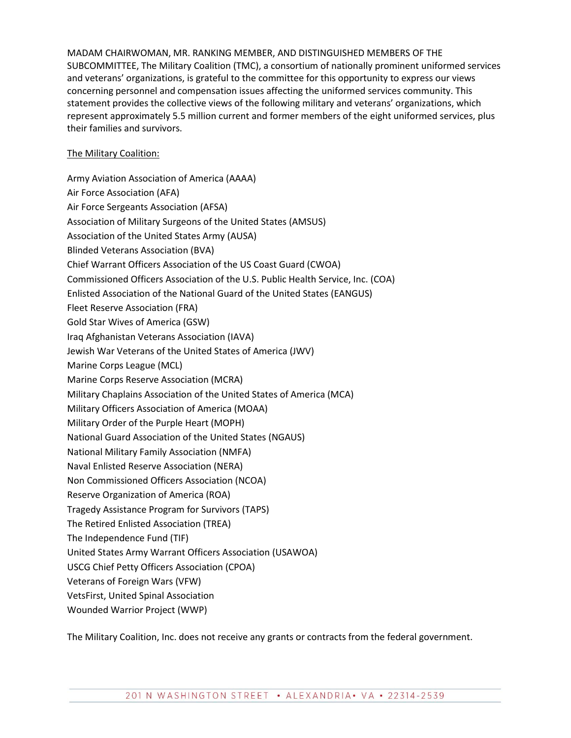MADAM CHAIRWOMAN, MR. RANKING MEMBER, AND DISTINGUISHED MEMBERS OF THE SUBCOMMITTEE, The Military Coalition (TMC), a consortium of nationally prominent uniformed services and veterans' organizations, is grateful to the committee for this opportunity to express our views concerning personnel and compensation issues affecting the uniformed services community. This statement provides the collective views of the following military and veterans' organizations, which represent approximately 5.5 million current and former members of the eight uniformed services, plus their families and survivors.

<u>The Military Coalition:</u>

Army Aviation Association of America (AAAA)
Air Force Association (AFA)
Air Force Sergeants Association (AFSA)
Association of Military Surgeons of the United States (AMSUS)
Association of the United States Army (AUSA)
Blinded Veterans Association (BVA)
Chief Warrant Officers Association of the US Coast Guard (CWOA)
Commissioned Officers Association of the U.S. Public Health Service, Inc. (COA)
Enlisted Association of the National Guard of the United States (EANGUS)
Fleet Reserve Association (FRA)
Gold Star Wives of America (GSW)
Iraq Afghanistan Veterans Association (IAVA)
Jewish War Veterans of the United States of America (JWV)
Marine Corps League (MCL)
Marine Corps Reserve Association (MCRA)
Military Chaplains Association of the United States of America (MCA)
Military Officers Association of America (MOAA)
Military Order of the Purple Heart (MOPH)
National Guard Association of the United States (NGAUS)
National Military Family Association (NMFA)
Naval Enlisted Reserve Association (NERA)
Non Commissioned Officers Association (NCOA)
Reserve Organization of America (ROA)
Tragedy Assistance Program for Survivors (TAPS)
The Retired Enlisted Association (TREA)
The Independence Fund (TIF)
United States Army Warrant Officers Association (USAWOA)
USCG Chief Petty Officers Association (CPOA)
Veterans of Foreign Wars (VFW)
VetsFirst, United Spinal Association
Wounded Warrior Project (WWP)

The Military Coalition, Inc. does not receive any grants or contracts from the federal government.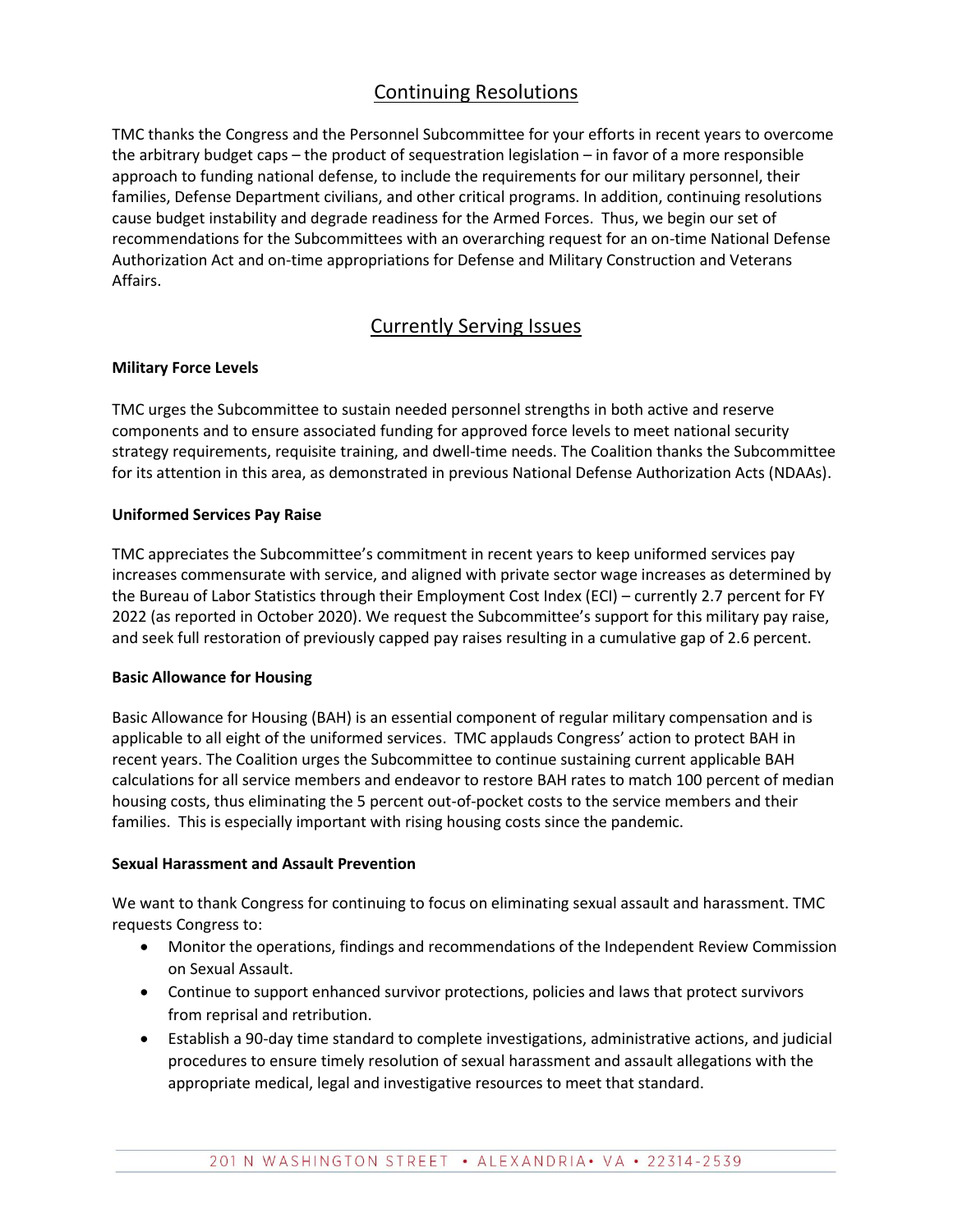## Continuing Resolutions

TMC thanks the Congress and the Personnel Subcommittee for your efforts in recent years to overcome the arbitrary budget caps – the product of sequestration legislation – in favor of a more responsible approach to funding national defense, to include the requirements for our military personnel, their families, Defense Department civilians, and other critical programs. In addition, continuing resolutions cause budget instability and degrade readiness for the Armed Forces. Thus, we begin our set of recommendations for the Subcommittees with an overarching request for an on-time National Defense Authorization Act and on-time appropriations for Defense and Military Construction and Veterans Affairs.

## Currently Serving Issues

**Military Force Levels**

TMC urges the Subcommittee to sustain needed personnel strengths in both active and reserve components and to ensure associated funding for approved force levels to meet national security strategy requirements, requisite training, and dwell-time needs. The Coalition thanks the Subcommittee for its attention in this area, as demonstrated in previous National Defense Authorization Acts (NDAAs).

**Uniformed Services Pay Raise**

TMC appreciates the Subcommittee's commitment in recent years to keep uniformed services pay increases commensurate with service, and aligned with private sector wage increases as determined by the Bureau of Labor Statistics through their Employment Cost Index (ECI) – currently 2.7 percent for FY 2022 (as reported in October 2020). We request the Subcommittee's support for this military pay raise, and seek full restoration of previously capped pay raises resulting in a cumulative gap of 2.6 percent.

**Basic Allowance for Housing**

Basic Allowance for Housing (BAH) is an essential component of regular military compensation and is applicable to all eight of the uniformed services. TMC applauds Congress' action to protect BAH in recent years. The Coalition urges the Subcommittee to continue sustaining current applicable BAH calculations for all service members and endeavor to restore BAH rates to match 100 percent of median housing costs, thus eliminating the 5 percent out-of-pocket costs to the service members and their families. This is especially important with rising housing costs since the pandemic.

**Sexual Harassment and Assault Prevention**

We want to thank Congress for continuing to focus on eliminating sexual assault and harassment. TMC requests Congress to:

- Monitor the operations, findings and recommendations of the Independent Review Commission on Sexual Assault.
- Continue to support enhanced survivor protections, policies and laws that protect survivors from reprisal and retribution.
- Establish a 90-day time standard to complete investigations, administrative actions, and judicial procedures to ensure timely resolution of sexual harassment and assault allegations with the appropriate medical, legal and investigative resources to meet that standard.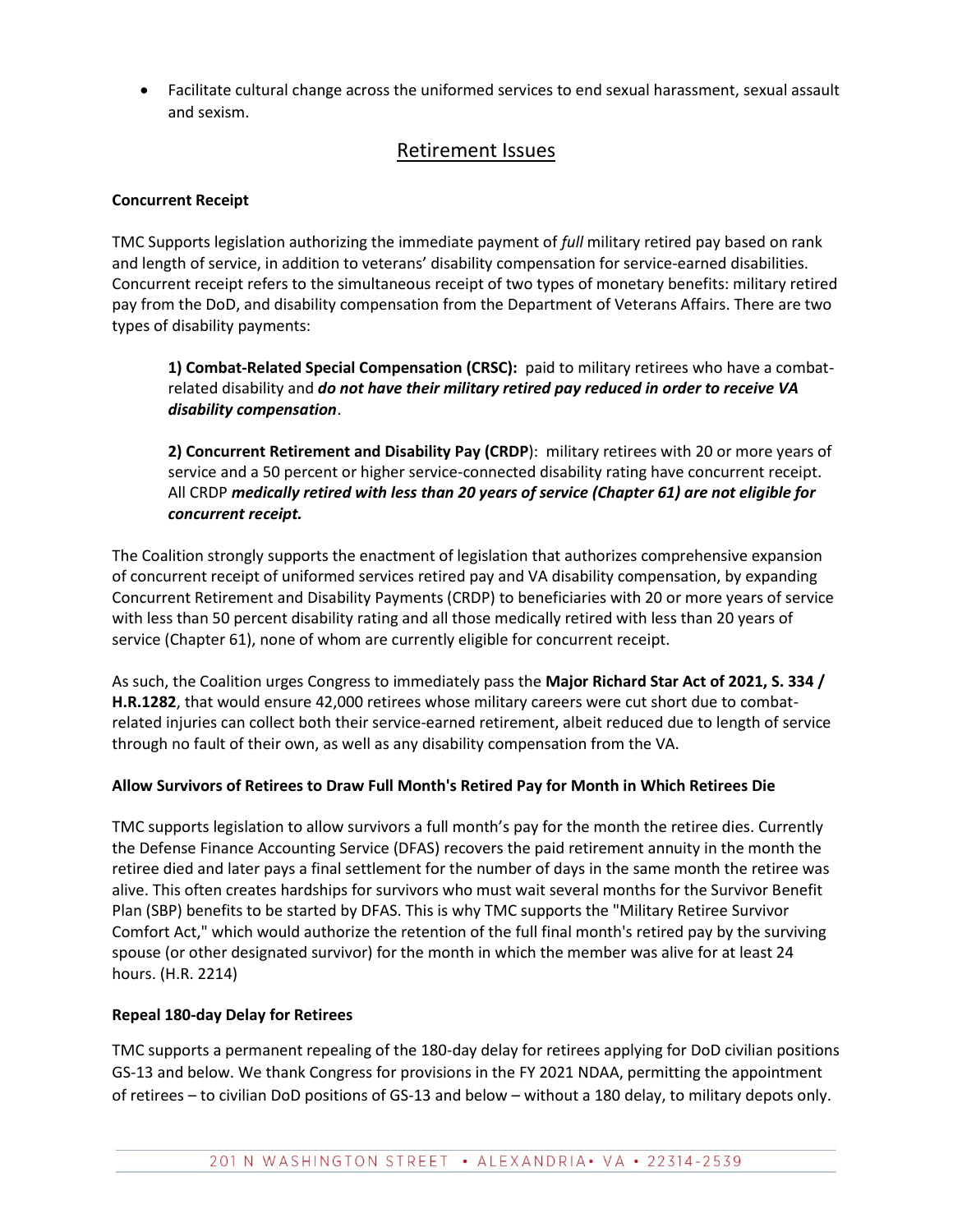- Facilitate cultural change across the uniformed services to end sexual harassment, sexual assault and sexism.

## Retirement Issues

**Concurrent Receipt**

TMC Supports legislation authorizing the immediate payment of *full* military retired pay based on rank and length of service, in addition to veterans' disability compensation for service-earned disabilities. Concurrent receipt refers to the simultaneous receipt of two types of monetary benefits: military retired pay from the DoD, and disability compensation from the Department of Veterans Affairs. There are two types of disability payments:

> **1) Combat-Related Special Compensation (CRSC):** paid to military retirees who have a combat-related disability and ***do not have their military retired pay reduced in order to receive VA disability compensation***.
>
> **2) Concurrent Retirement and Disability Pay (CRDP**): military retirees with 20 or more years of service and a 50 percent or higher service-connected disability rating have concurrent receipt. All CRDP ***medically retired with less than 20 years of service (Chapter 61) are not eligible for concurrent receipt.***

The Coalition strongly supports the enactment of legislation that authorizes comprehensive expansion of concurrent receipt of uniformed services retired pay and VA disability compensation, by expanding Concurrent Retirement and Disability Payments (CRDP) to beneficiaries with 20 or more years of service with less than 50 percent disability rating and all those medically retired with less than 20 years of service (Chapter 61), none of whom are currently eligible for concurrent receipt.

As such, the Coalition urges Congress to immediately pass the **Major Richard Star Act of 2021, S. 334 / H.R.1282**, that would ensure 42,000 retirees whose military careers were cut short due to combat-related injuries can collect both their service-earned retirement, albeit reduced due to length of service through no fault of their own, as well as any disability compensation from the VA.

**Allow Survivors of Retirees to Draw Full Month's Retired Pay for Month in Which Retirees Die**

TMC supports legislation to allow survivors a full month's pay for the month the retiree dies. Currently the Defense Finance Accounting Service (DFAS) recovers the paid retirement annuity in the month the retiree died and later pays a final settlement for the number of days in the same month the retiree was alive. This often creates hardships for survivors who must wait several months for the Survivor Benefit Plan (SBP) benefits to be started by DFAS. This is why TMC supports the "Military Retiree Survivor Comfort Act," which would authorize the retention of the full final month's retired pay by the surviving spouse (or other designated survivor) for the month in which the member was alive for at least 24 hours. (H.R. 2214)

**Repeal 180-day Delay for Retirees**

TMC supports a permanent repealing of the 180-day delay for retirees applying for DoD civilian positions GS-13 and below. We thank Congress for provisions in the FY 2021 NDAA, permitting the appointment of retirees – to civilian DoD positions of GS-13 and below – without a 180 delay, to military depots only.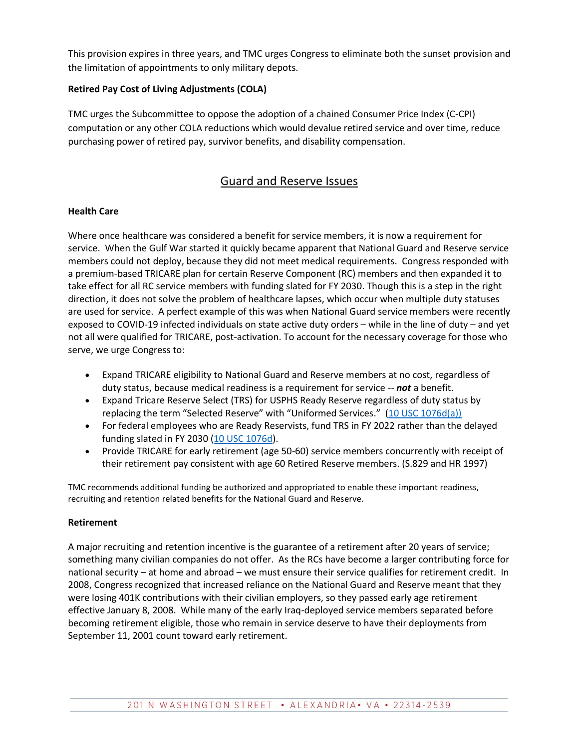This provision expires in three years, and TMC urges Congress to eliminate both the sunset provision and the limitation of appointments to only military depots.

**Retired Pay Cost of Living Adjustments (COLA)**

TMC urges the Subcommittee to oppose the adoption of a chained Consumer Price Index (C-CPI) computation or any other COLA reductions which would devalue retired service and over time, reduce purchasing power of retired pay, survivor benefits, and disability compensation.

## Guard and Reserve Issues

**Health Care**

Where once healthcare was considered a benefit for service members, it is now a requirement for service. When the Gulf War started it quickly became apparent that National Guard and Reserve service members could not deploy, because they did not meet medical requirements. Congress responded with a premium-based TRICARE plan for certain Reserve Component (RC) members and then expanded it to take effect for all RC service members with funding slated for FY 2030. Though this is a step in the right direction, it does not solve the problem of healthcare lapses, which occur when multiple duty statuses are used for service. A perfect example of this was when National Guard service members were recently exposed to COVID-19 infected individuals on state active duty orders – while in the line of duty – and yet not all were qualified for TRICARE, post-activation. To account for the necessary coverage for those who serve, we urge Congress to:

- Expand TRICARE eligibility to National Guard and Reserve members at no cost, regardless of duty status, because medical readiness is a requirement for service -- ***not*** a benefit.
- Expand Tricare Reserve Select (TRS) for USPHS Ready Reserve regardless of duty status by replacing the term "Selected Reserve" with "Uniformed Services." (10 USC 1076d(a))
- For federal employees who are Ready Reservists, fund TRS in FY 2022 rather than the delayed funding slated in FY 2030 (10 USC 1076d).
- Provide TRICARE for early retirement (age 50-60) service members concurrently with receipt of their retirement pay consistent with age 60 Retired Reserve members. (S.829 and HR 1997)

TMC recommends additional funding be authorized and appropriated to enable these important readiness, recruiting and retention related benefits for the National Guard and Reserve.

**Retirement**

A major recruiting and retention incentive is the guarantee of a retirement after 20 years of service; something many civilian companies do not offer. As the RCs have become a larger contributing force for national security – at home and abroad – we must ensure their service qualifies for retirement credit. In 2008, Congress recognized that increased reliance on the National Guard and Reserve meant that they were losing 401K contributions with their civilian employers, so they passed early age retirement effective January 8, 2008. While many of the early Iraq-deployed service members separated before becoming retirement eligible, those who remain in service deserve to have their deployments from September 11, 2001 count toward early retirement.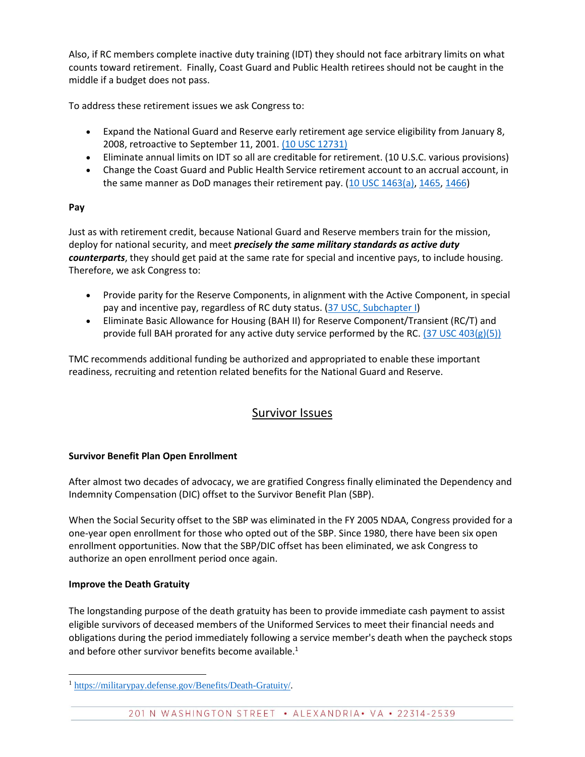Also, if RC members complete inactive duty training (IDT) they should not face arbitrary limits on what counts toward retirement. Finally, Coast Guard and Public Health retirees should not be caught in the middle if a budget does not pass.

To address these retirement issues we ask Congress to:

- Expand the National Guard and Reserve early retirement age service eligibility from January 8, 2008, retroactive to September 11, 2001. (10 USC 12731)
- Eliminate annual limits on IDT so all are creditable for retirement. (10 U.S.C. various provisions)
- Change the Coast Guard and Public Health Service retirement account to an accrual account, in the same manner as DoD manages their retirement pay. (10 USC 1463(a), 1465, 1466)

**Pay**

Just as with retirement credit, because National Guard and Reserve members train for the mission, deploy for national security, and meet ***precisely the same military standards as active duty counterparts***, they should get paid at the same rate for special and incentive pays, to include housing. Therefore, we ask Congress to:

- Provide parity for the Reserve Components, in alignment with the Active Component, in special pay and incentive pay, regardless of RC duty status. (37 USC, Subchapter I)
- Eliminate Basic Allowance for Housing (BAH II) for Reserve Component/Transient (RC/T) and provide full BAH prorated for any active duty service performed by the RC. (37 USC 403(g)(5))

TMC recommends additional funding be authorized and appropriated to enable these important readiness, recruiting and retention related benefits for the National Guard and Reserve.

## Survivor Issues

**Survivor Benefit Plan Open Enrollment**

After almost two decades of advocacy, we are gratified Congress finally eliminated the Dependency and Indemnity Compensation (DIC) offset to the Survivor Benefit Plan (SBP).

When the Social Security offset to the SBP was eliminated in the FY 2005 NDAA, Congress provided for a one-year open enrollment for those who opted out of the SBP. Since 1980, there have been six open enrollment opportunities. Now that the SBP/DIC offset has been eliminated, we ask Congress to authorize an open enrollment period once again.

**Improve the Death Gratuity**

The longstanding purpose of the death gratuity has been to provide immediate cash payment to assist eligible survivors of deceased members of the Uniformed Services to meet their financial needs and obligations during the period immediately following a service member's death when the paycheck stops and before other survivor benefits become available.[1]

[1] https://militarypay.defense.gov/Benefits/Death-Gratuity/.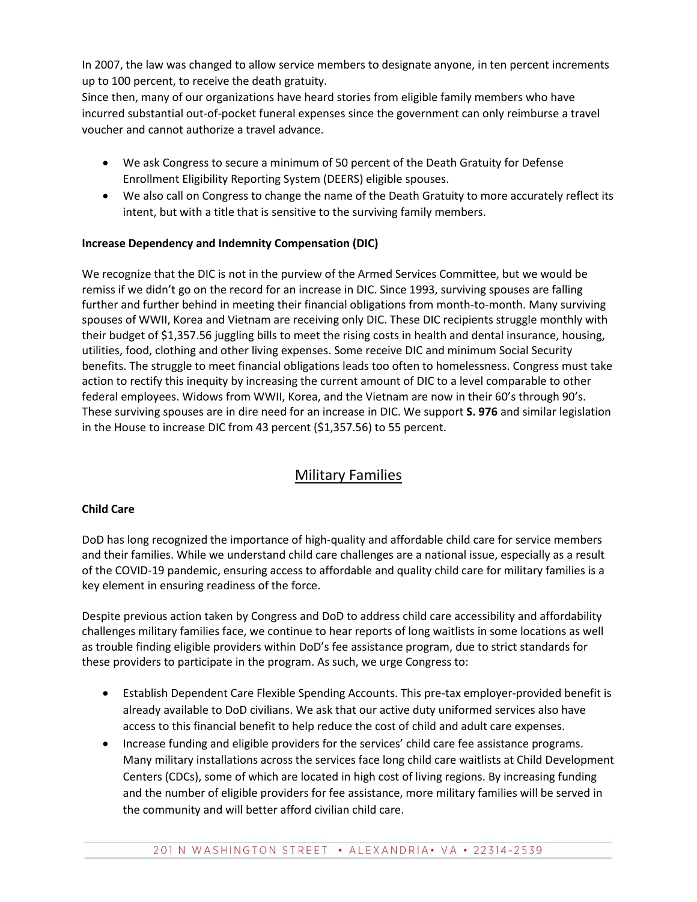In 2007, the law was changed to allow service members to designate anyone, in ten percent increments up to 100 percent, to receive the death gratuity.
Since then, many of our organizations have heard stories from eligible family members who have incurred substantial out-of-pocket funeral expenses since the government can only reimburse a travel voucher and cannot authorize a travel advance.

- We ask Congress to secure a minimum of 50 percent of the Death Gratuity for Defense Enrollment Eligibility Reporting System (DEERS) eligible spouses.
- We also call on Congress to change the name of the Death Gratuity to more accurately reflect its intent, but with a title that is sensitive to the surviving family members.

**Increase Dependency and Indemnity Compensation (DIC)**

We recognize that the DIC is not in the purview of the Armed Services Committee, but we would be remiss if we didn't go on the record for an increase in DIC. Since 1993, surviving spouses are falling further and further behind in meeting their financial obligations from month-to-month. Many surviving spouses of WWII, Korea and Vietnam are receiving only DIC. These DIC recipients struggle monthly with their budget of $1,357.56 juggling bills to meet the rising costs in health and dental insurance, housing, utilities, food, clothing and other living expenses. Some receive DIC and minimum Social Security benefits. The struggle to meet financial obligations leads too often to homelessness. Congress must take action to rectify this inequity by increasing the current amount of DIC to a level comparable to other federal employees. Widows from WWII, Korea, and the Vietnam are now in their 60's through 90's. These surviving spouses are in dire need for an increase in DIC. We support **S. 976** and similar legislation in the House to increase DIC from 43 percent ($1,357.56) to 55 percent.

## Military Families

**Child Care**

DoD has long recognized the importance of high-quality and affordable child care for service members and their families. While we understand child care challenges are a national issue, especially as a result of the COVID-19 pandemic, ensuring access to affordable and quality child care for military families is a key element in ensuring readiness of the force.

Despite previous action taken by Congress and DoD to address child care accessibility and affordability challenges military families face, we continue to hear reports of long waitlists in some locations as well as trouble finding eligible providers within DoD's fee assistance program, due to strict standards for these providers to participate in the program. As such, we urge Congress to:

- Establish Dependent Care Flexible Spending Accounts. This pre-tax employer-provided benefit is already available to DoD civilians. We ask that our active duty uniformed services also have access to this financial benefit to help reduce the cost of child and adult care expenses.
- Increase funding and eligible providers for the services' child care fee assistance programs. Many military installations across the services face long child care waitlists at Child Development Centers (CDCs), some of which are located in high cost of living regions. By increasing funding and the number of eligible providers for fee assistance, more military families will be served in the community and will better afford civilian child care.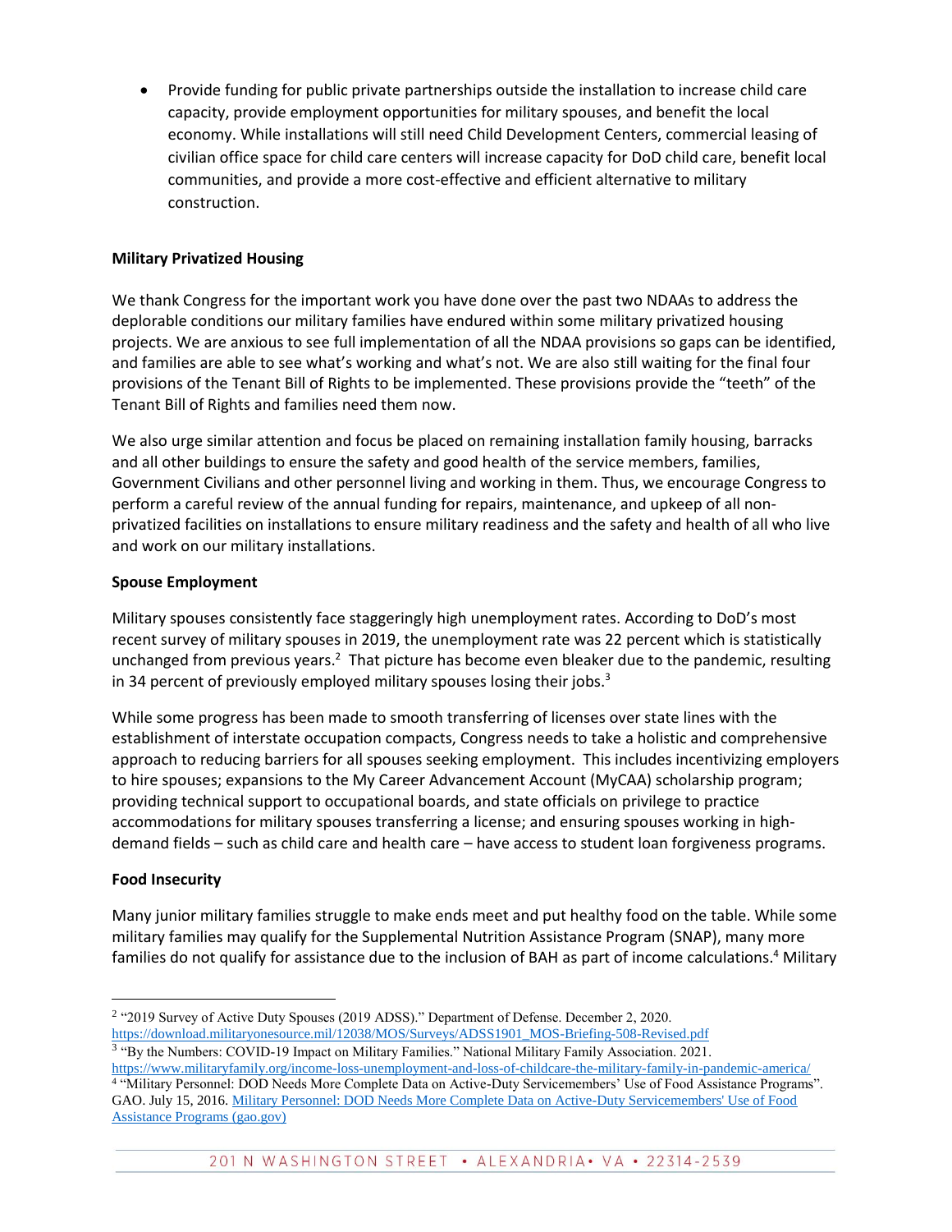- Provide funding for public private partnerships outside the installation to increase child care capacity, provide employment opportunities for military spouses, and benefit the local economy. While installations will still need Child Development Centers, commercial leasing of civilian office space for child care centers will increase capacity for DoD child care, benefit local communities, and provide a more cost-effective and efficient alternative to military construction.

**Military Privatized Housing**

We thank Congress for the important work you have done over the past two NDAAs to address the deplorable conditions our military families have endured within some military privatized housing projects. We are anxious to see full implementation of all the NDAA provisions so gaps can be identified, and families are able to see what's working and what's not. We are also still waiting for the final four provisions of the Tenant Bill of Rights to be implemented. These provisions provide the "teeth" of the Tenant Bill of Rights and families need them now.

We also urge similar attention and focus be placed on remaining installation family housing, barracks and all other buildings to ensure the safety and good health of the service members, families, Government Civilians and other personnel living and working in them. Thus, we encourage Congress to perform a careful review of the annual funding for repairs, maintenance, and upkeep of all non-privatized facilities on installations to ensure military readiness and the safety and health of all who live and work on our military installations.

**Spouse Employment**

Military spouses consistently face staggeringly high unemployment rates. According to DoD's most recent survey of military spouses in 2019, the unemployment rate was 22 percent which is statistically unchanged from previous years.[2] That picture has become even bleaker due to the pandemic, resulting in 34 percent of previously employed military spouses losing their jobs.[3]

While some progress has been made to smooth transferring of licenses over state lines with the establishment of interstate occupation compacts, Congress needs to take a holistic and comprehensive approach to reducing barriers for all spouses seeking employment. This includes incentivizing employers to hire spouses; expansions to the My Career Advancement Account (MyCAA) scholarship program; providing technical support to occupational boards, and state officials on privilege to practice accommodations for military spouses transferring a license; and ensuring spouses working in high-demand fields – such as child care and health care – have access to student loan forgiveness programs.

**Food Insecurity**

Many junior military families struggle to make ends meet and put healthy food on the table. While some military families may qualify for the Supplemental Nutrition Assistance Program (SNAP), many more families do not qualify for assistance due to the inclusion of BAH as part of income calculations.[4] Military

---

[2] "2019 Survey of Active Duty Spouses (2019 ADSS)." Department of Defense. December 2, 2020. https://download.militaryonesource.mil/12038/MOS/Surveys/ADSS1901_MOS-Briefing-508-Revised.pdf

[3] "By the Numbers: COVID-19 Impact on Military Families." National Military Family Association. 2021. https://www.militaryfamily.org/income-loss-unemployment-and-loss-of-childcare-the-military-family-in-pandemic-america/

[4] "Military Personnel: DOD Needs More Complete Data on Active-Duty Servicemembers' Use of Food Assistance Programs". GAO. July 15, 2016. Military Personnel: DOD Needs More Complete Data on Active-Duty Servicemembers' Use of Food Assistance Programs (gao.gov)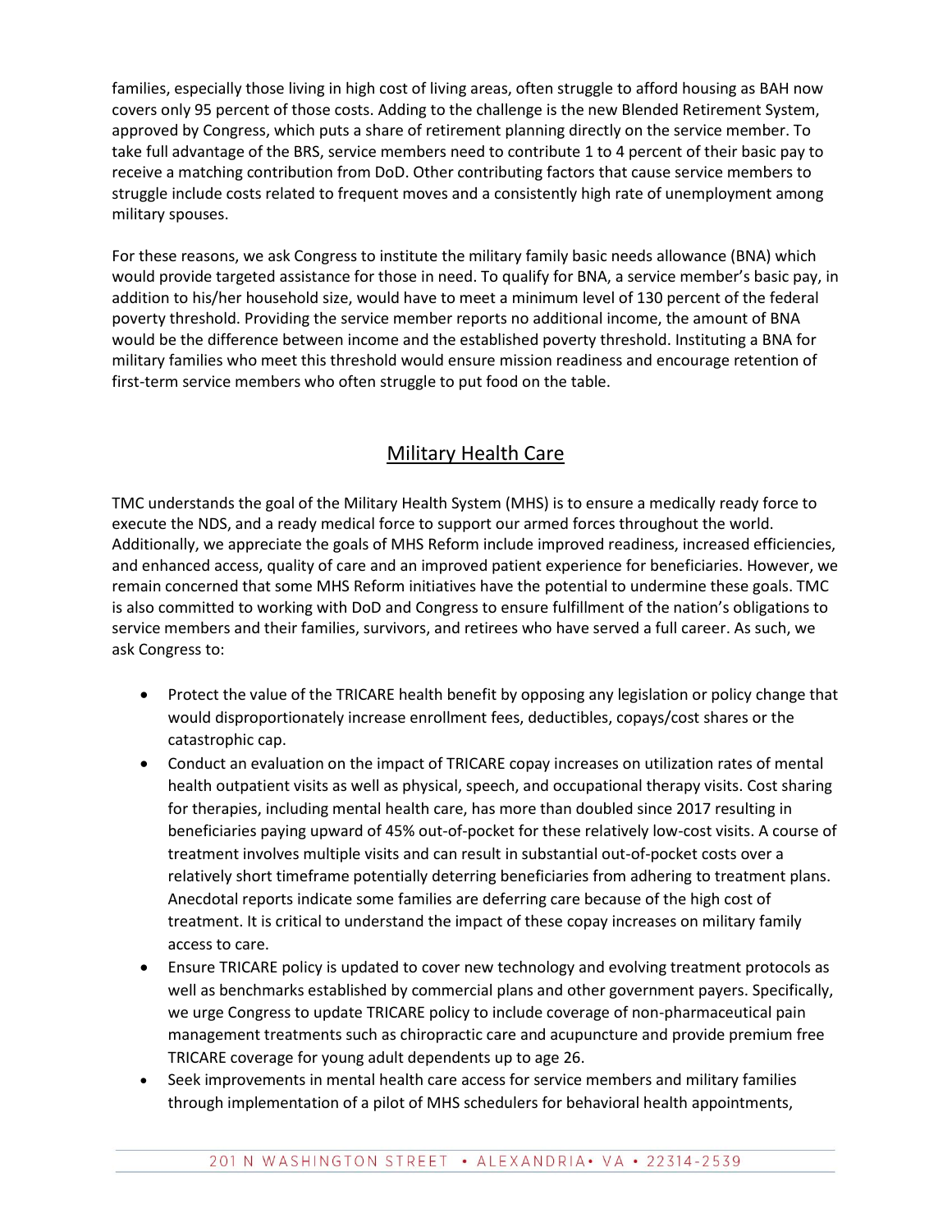families, especially those living in high cost of living areas, often struggle to afford housing as BAH now covers only 95 percent of those costs. Adding to the challenge is the new Blended Retirement System, approved by Congress, which puts a share of retirement planning directly on the service member. To take full advantage of the BRS, service members need to contribute 1 to 4 percent of their basic pay to receive a matching contribution from DoD. Other contributing factors that cause service members to struggle include costs related to frequent moves and a consistently high rate of unemployment among military spouses.

For these reasons, we ask Congress to institute the military family basic needs allowance (BNA) which would provide targeted assistance for those in need. To qualify for BNA, a service member's basic pay, in addition to his/her household size, would have to meet a minimum level of 130 percent of the federal poverty threshold. Providing the service member reports no additional income, the amount of BNA would be the difference between income and the established poverty threshold. Instituting a BNA for military families who meet this threshold would ensure mission readiness and encourage retention of first-term service members who often struggle to put food on the table.

## Military Health Care

TMC understands the goal of the Military Health System (MHS) is to ensure a medically ready force to execute the NDS, and a ready medical force to support our armed forces throughout the world. Additionally, we appreciate the goals of MHS Reform include improved readiness, increased efficiencies, and enhanced access, quality of care and an improved patient experience for beneficiaries. However, we remain concerned that some MHS Reform initiatives have the potential to undermine these goals. TMC is also committed to working with DoD and Congress to ensure fulfillment of the nation's obligations to service members and their families, survivors, and retirees who have served a full career. As such, we ask Congress to:

- Protect the value of the TRICARE health benefit by opposing any legislation or policy change that would disproportionately increase enrollment fees, deductibles, copays/cost shares or the catastrophic cap.
- Conduct an evaluation on the impact of TRICARE copay increases on utilization rates of mental health outpatient visits as well as physical, speech, and occupational therapy visits. Cost sharing for therapies, including mental health care, has more than doubled since 2017 resulting in beneficiaries paying upward of 45% out-of-pocket for these relatively low-cost visits. A course of treatment involves multiple visits and can result in substantial out-of-pocket costs over a relatively short timeframe potentially deterring beneficiaries from adhering to treatment plans. Anecdotal reports indicate some families are deferring care because of the high cost of treatment. It is critical to understand the impact of these copay increases on military family access to care.
- Ensure TRICARE policy is updated to cover new technology and evolving treatment protocols as well as benchmarks established by commercial plans and other government payers. Specifically, we urge Congress to update TRICARE policy to include coverage of non-pharmaceutical pain management treatments such as chiropractic care and acupuncture and provide premium free TRICARE coverage for young adult dependents up to age 26.
- Seek improvements in mental health care access for service members and military families through implementation of a pilot of MHS schedulers for behavioral health appointments,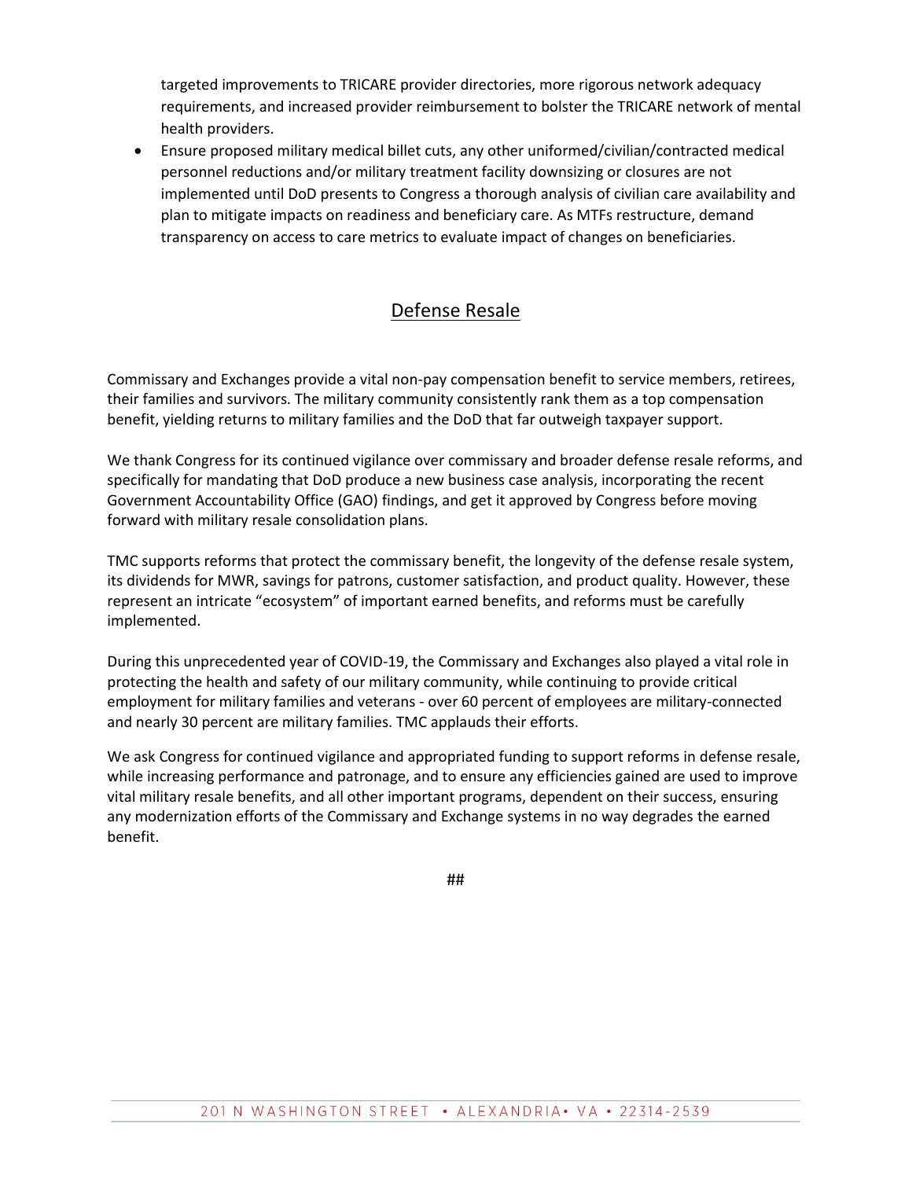targeted improvements to TRICARE provider directories, more rigorous network adequacy requirements, and increased provider reimbursement to bolster the TRICARE network of mental health providers.

- Ensure proposed military medical billet cuts, any other uniformed/civilian/contracted medical personnel reductions and/or military treatment facility downsizing or closures are not implemented until DoD presents to Congress a thorough analysis of civilian care availability and plan to mitigate impacts on readiness and beneficiary care. As MTFs restructure, demand transparency on access to care metrics to evaluate impact of changes on beneficiaries.

## Defense Resale

Commissary and Exchanges provide a vital non-pay compensation benefit to service members, retirees, their families and survivors. The military community consistently rank them as a top compensation benefit, yielding returns to military families and the DoD that far outweigh taxpayer support.

We thank Congress for its continued vigilance over commissary and broader defense resale reforms, and specifically for mandating that DoD produce a new business case analysis, incorporating the recent Government Accountability Office (GAO) findings, and get it approved by Congress before moving forward with military resale consolidation plans.

TMC supports reforms that protect the commissary benefit, the longevity of the defense resale system, its dividends for MWR, savings for patrons, customer satisfaction, and product quality. However, these represent an intricate "ecosystem" of important earned benefits, and reforms must be carefully implemented.

During this unprecedented year of COVID-19, the Commissary and Exchanges also played a vital role in protecting the health and safety of our military community, while continuing to provide critical employment for military families and veterans - over 60 percent of employees are military-connected and nearly 30 percent are military families. TMC applauds their efforts.

We ask Congress for continued vigilance and appropriated funding to support reforms in defense resale, while increasing performance and patronage, and to ensure any efficiencies gained are used to improve vital military resale benefits, and all other important programs, dependent on their success, ensuring any modernization efforts of the Commissary and Exchange systems in no way degrades the earned benefit.

##